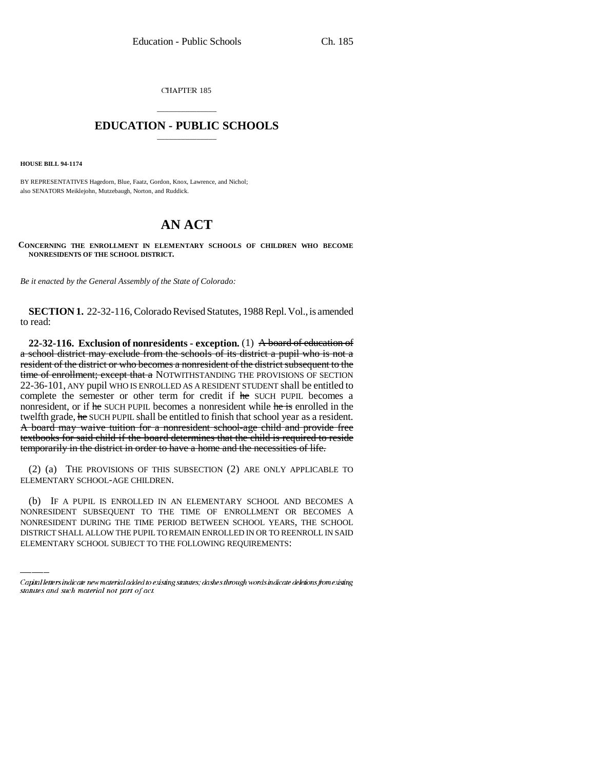CHAPTER 185

# EDUCATION - PUBLIC SCHOOLS

**HOUSE BILL 94-1174**

BY REPRESENTATIVES Hagedorn, Blue, Faatz, Gordon, Knox, Lawrence, and Nichol;
also SENATORS Meiklejohn, Mutzebaugh, Norton, and Ruddick.

# AN ACT

**CONCERNING THE ENROLLMENT IN ELEMENTARY SCHOOLS OF CHILDREN WHO BECOME NONRESIDENTS OF THE SCHOOL DISTRICT.**

*Be it enacted by the General Assembly of the State of Colorado:*

**SECTION 1.** 22-32-116, Colorado Revised Statutes, 1988 Repl. Vol., is amended to read:

**22-32-116. Exclusion of nonresidents - exception.** (1) ~~A board of education of a school district may exclude from the schools of its district a pupil who is not a resident of the district or who becomes a nonresident of the district subsequent to the time of enrollment; except that a~~ NOTWITHSTANDING THE PROVISIONS OF SECTION 22-36-101, ANY pupil WHO IS ENROLLED AS A RESIDENT STUDENT shall be entitled to complete the semester or other term for credit if ~~he~~ SUCH PUPIL becomes a nonresident, or if ~~he~~ SUCH PUPIL becomes a nonresident while ~~he is~~ enrolled in the twelfth grade, ~~he~~ SUCH PUPIL shall be entitled to finish that school year as a resident. ~~A board may waive tuition for a nonresident school-age child and provide free textbooks for said child if the board determines that the child is required to reside temporarily in the district in order to have a home and the necessities of life.~~

(2) (a) THE PROVISIONS OF THIS SUBSECTION (2) ARE ONLY APPLICABLE TO ELEMENTARY SCHOOL-AGE CHILDREN.

(b) IF A PUPIL IS ENROLLED IN AN ELEMENTARY SCHOOL AND BECOMES A NONRESIDENT SUBSEQUENT TO THE TIME OF ENROLLMENT OR BECOMES A NONRESIDENT DURING THE TIME PERIOD BETWEEN SCHOOL YEARS, THE SCHOOL DISTRICT SHALL ALLOW THE PUPIL TO REMAIN ENROLLED IN OR TO REENROLL IN SAID ELEMENTARY SCHOOL SUBJECT TO THE FOLLOWING REQUIREMENTS:

Capital letters indicate new material added to existing statutes; dashes through words indicate deletions from existing statutes and such material not part of act.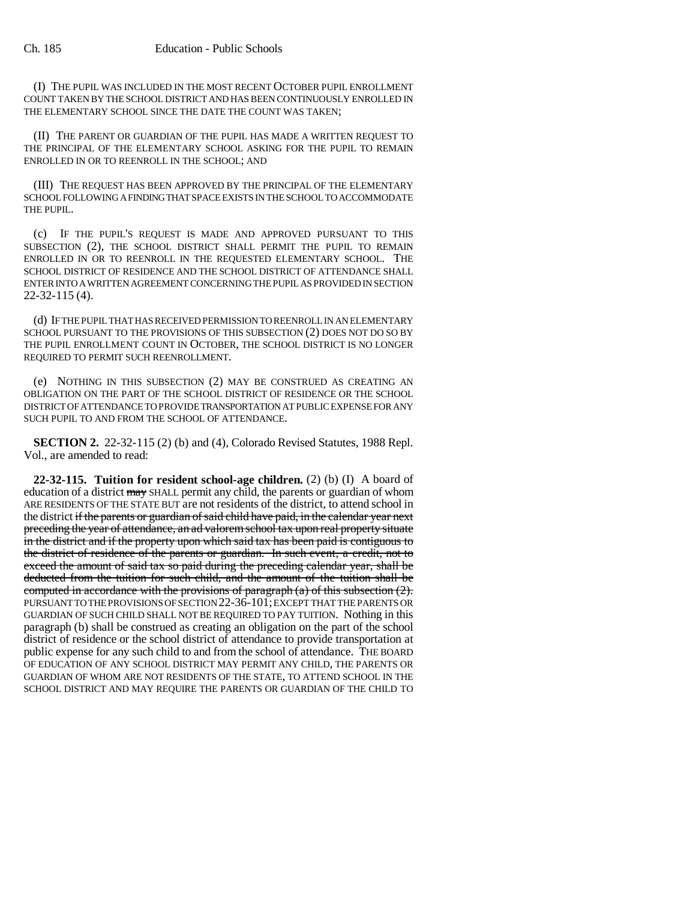(I) THE PUPIL WAS INCLUDED IN THE MOST RECENT OCTOBER PUPIL ENROLLMENT COUNT TAKEN BY THE SCHOOL DISTRICT AND HAS BEEN CONTINUOUSLY ENROLLED IN THE ELEMENTARY SCHOOL SINCE THE DATE THE COUNT WAS TAKEN;

(II) THE PARENT OR GUARDIAN OF THE PUPIL HAS MADE A WRITTEN REQUEST TO THE PRINCIPAL OF THE ELEMENTARY SCHOOL ASKING FOR THE PUPIL TO REMAIN ENROLLED IN OR TO REENROLL IN THE SCHOOL; AND

(III) THE REQUEST HAS BEEN APPROVED BY THE PRINCIPAL OF THE ELEMENTARY SCHOOL FOLLOWING A FINDING THAT SPACE EXISTS IN THE SCHOOL TO ACCOMMODATE THE PUPIL.

(c) IF THE PUPIL'S REQUEST IS MADE AND APPROVED PURSUANT TO THIS SUBSECTION (2), THE SCHOOL DISTRICT SHALL PERMIT THE PUPIL TO REMAIN ENROLLED IN OR TO REENROLL IN THE REQUESTED ELEMENTARY SCHOOL. THE SCHOOL DISTRICT OF RESIDENCE AND THE SCHOOL DISTRICT OF ATTENDANCE SHALL ENTER INTO A WRITTEN AGREEMENT CONCERNING THE PUPIL AS PROVIDED IN SECTION 22-32-115 (4).

(d) IF THE PUPIL THAT HAS RECEIVED PERMISSION TO REENROLL IN AN ELEMENTARY SCHOOL PURSUANT TO THE PROVISIONS OF THIS SUBSECTION (2) DOES NOT DO SO BY THE PUPIL ENROLLMENT COUNT IN OCTOBER, THE SCHOOL DISTRICT IS NO LONGER REQUIRED TO PERMIT SUCH REENROLLMENT.

(e) NOTHING IN THIS SUBSECTION (2) MAY BE CONSTRUED AS CREATING AN OBLIGATION ON THE PART OF THE SCHOOL DISTRICT OF RESIDENCE OR THE SCHOOL DISTRICT OF ATTENDANCE TO PROVIDE TRANSPORTATION AT PUBLIC EXPENSE FOR ANY SUCH PUPIL TO AND FROM THE SCHOOL OF ATTENDANCE.

**SECTION 2.** 22-32-115 (2) (b) and (4), Colorado Revised Statutes, 1988 Repl. Vol., are amended to read:

**22-32-115. Tuition for resident school-age children.** (2) (b) (I) A board of education of a district ~~may~~ SHALL permit any child, the parents or guardian of whom ARE RESIDENTS OF THE STATE BUT are not residents of the district, to attend school in the district ~~if the parents or guardian of said child have paid, in the calendar year next preceding the year of attendance, an ad valorem school tax upon real property situate in the district and if the property upon which said tax has been paid is contiguous to the district of residence of the parents or guardian. In such event, a credit, not to exceed the amount of said tax so paid during the preceding calendar year, shall be deducted from the tuition for such child, and the amount of the tuition shall be computed in accordance with the provisions of paragraph (a) of this subsection (2).~~ PURSUANT TO THE PROVISIONS OF SECTION 22-36-101; EXCEPT THAT THE PARENTS OR GUARDIAN OF SUCH CHILD SHALL NOT BE REQUIRED TO PAY TUITION. Nothing in this paragraph (b) shall be construed as creating an obligation on the part of the school district of residence or the school district of attendance to provide transportation at public expense for any such child to and from the school of attendance. THE BOARD OF EDUCATION OF ANY SCHOOL DISTRICT MAY PERMIT ANY CHILD, THE PARENTS OR GUARDIAN OF WHOM ARE NOT RESIDENTS OF THE STATE, TO ATTEND SCHOOL IN THE SCHOOL DISTRICT AND MAY REQUIRE THE PARENTS OR GUARDIAN OF THE CHILD TO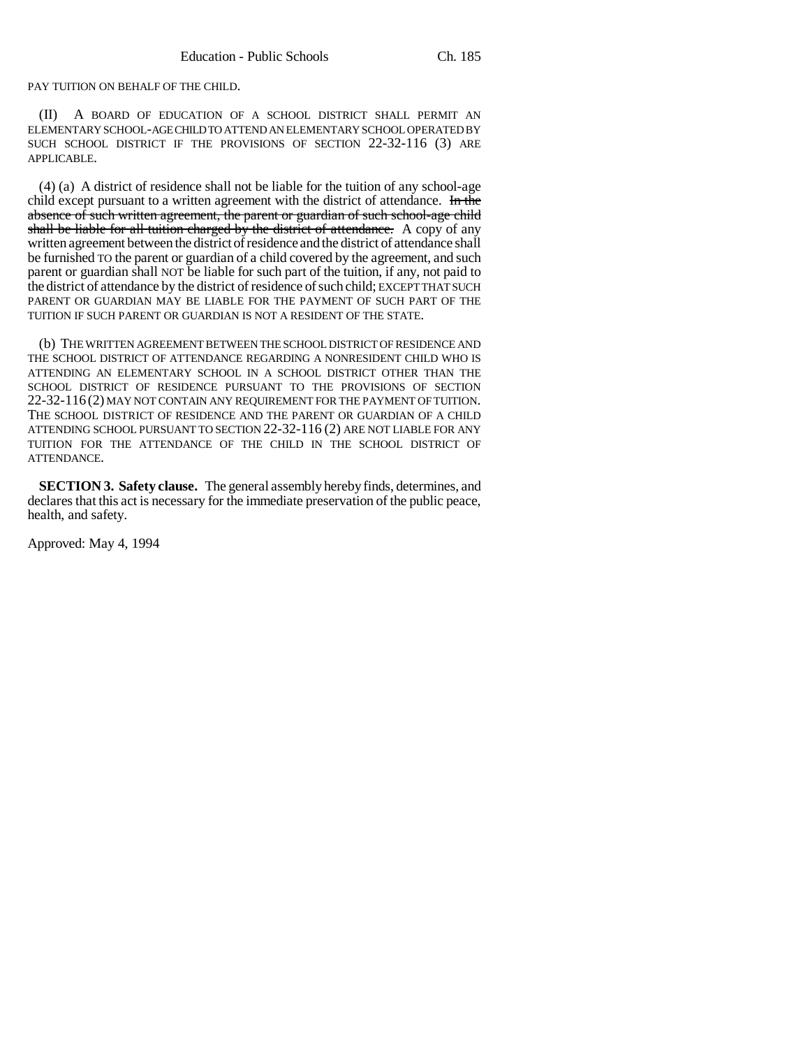PAY TUITION ON BEHALF OF THE CHILD.

(II) A BOARD OF EDUCATION OF A SCHOOL DISTRICT SHALL PERMIT AN ELEMENTARY SCHOOL-AGE CHILD TO ATTEND AN ELEMENTARY SCHOOL OPERATED BY SUCH SCHOOL DISTRICT IF THE PROVISIONS OF SECTION 22-32-116 (3) ARE APPLICABLE.

(4) (a) A district of residence shall not be liable for the tuition of any school-age child except pursuant to a written agreement with the district of attendance. ~~In the absence of such written agreement, the parent or guardian of such school-age child shall be liable for all tuition charged by the district of attendance.~~ A copy of any written agreement between the district of residence and the district of attendance shall be furnished TO the parent or guardian of a child covered by the agreement, and such parent or guardian shall NOT be liable for such part of the tuition, if any, not paid to the district of attendance by the district of residence of such child; EXCEPT THAT SUCH PARENT OR GUARDIAN MAY BE LIABLE FOR THE PAYMENT OF SUCH PART OF THE TUITION IF SUCH PARENT OR GUARDIAN IS NOT A RESIDENT OF THE STATE.

(b) THE WRITTEN AGREEMENT BETWEEN THE SCHOOL DISTRICT OF RESIDENCE AND THE SCHOOL DISTRICT OF ATTENDANCE REGARDING A NONRESIDENT CHILD WHO IS ATTENDING AN ELEMENTARY SCHOOL IN A SCHOOL DISTRICT OTHER THAN THE SCHOOL DISTRICT OF RESIDENCE PURSUANT TO THE PROVISIONS OF SECTION 22-32-116 (2) MAY NOT CONTAIN ANY REQUIREMENT FOR THE PAYMENT OF TUITION. THE SCHOOL DISTRICT OF RESIDENCE AND THE PARENT OR GUARDIAN OF A CHILD ATTENDING SCHOOL PURSUANT TO SECTION 22-32-116 (2) ARE NOT LIABLE FOR ANY TUITION FOR THE ATTENDANCE OF THE CHILD IN THE SCHOOL DISTRICT OF ATTENDANCE.

**SECTION 3. Safety clause.** The general assembly hereby finds, determines, and declares that this act is necessary for the immediate preservation of the public peace, health, and safety.

Approved: May 4, 1994